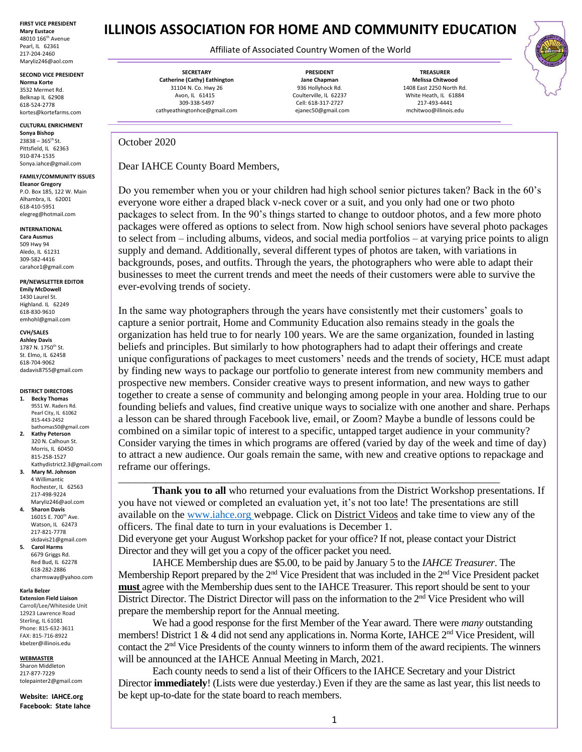# ILLINOIS ASSOCIATION FOR HOME AND COMMUNITY EDUCATION

Affiliate of Associated Country Women of the World

**SECRETARY**
**Catherine (Cathy) Eathington**
31104 N. Co. Hwy 26
Avon, IL 61415
309-338-5497
cathyeathingtonhce@gmail.com

**PRESIDENT**
**Jane Chapman**
936 Hollyhock Rd.
Coulterville, IL 62237
Cell: 618-317-2727
ejanec50@gmail.com

**TREASURER**
**Melissa Chitwood**
1408 East 2250 North Rd.
White Heath, IL 61884
217-493-4441
mchitwoo@illinois.edu

**FIRST VICE PRESIDENT**
**Mary Eustace**
48010 166th Avenue
Pearl, IL 62361
217-204-2460
Maryliz246@aol.com

**SECOND VICE PRESIDENT**
**Norma Korte**
3532 Mermet Rd.
Belknap IL 62908
618-524-2778
kortes@kortefarms.com

**CULTURAL ENRICHMENT**
**Sonya Bishop**
23838 – 365th St.
Pittsfield, IL 62363
910-874-1535
Sonya.iahce@gmail.com

**FAMILY/COMMUNITY ISSUES**
**Eleanor Gregory**
P.O. Box 185, 122 W. Main
Alhambra, IL 62001
618-410-5951
elegreg@hotmail.com

**INTERNATIONAL**
**Cara Ausmus**
509 Hwy 94
Aledo, IL 61231
309-582-4416
carahce1@gmail.com

**PR/NEWSLETTER EDITOR**
**Emily McDowell**
1430 Laurel St.
Highland. IL 62249
618-830-9610
emhohl@gmail.com

**CVH/SALES**
**Ashley Davis**
1787 N. 1750th St.
St. Elmo, IL 62458
618-704-9062
dadavis8755@gmail.com

**DISTRICT DIRECTORS**

1. **Becky Thomas**
   9551 W. Raders Rd.
   Pearl City, IL 61062
   815-443-2452
   bathomas50@gmail.com
2. **Kathy Peterson**
   320 N. Calhoun St.
   Morris, IL 60450
   815-258-1527
   Kathydistrict2.3@gmail.com
3. **Mary M. Johnson**
   4 Willimantic
   Rochester, IL 62563
   217-498-9224
   Maryliz246@aol.com
4. **Sharon Davis**
   16015 E. 700th Ave.
   Watson, IL 62473
   217-821-7778
   skdavis21@gmail.com
5. **Carol Harms**
   6679 Griggs Rd.
   Red Bud, IL 62278
   618-282-2886
   charmsway@yahoo.com

**Karla Belzer**
**Extension Field Liaison**
Carroll/Lee/Whiteside Unit
12923 Lawrence Road
Sterling, IL 61081
Phone: 815-632-3611
FAX: 815-716-8922
kbelzer@illinois.edu

**WEBMASTER**
Sharon Middleton
217-877-7229
tolepainter2@gmail.com

**Website: IAHCE.org**
**Facebook: State Iahce**

---

October 2020

Dear IAHCE County Board Members,

Do you remember when you or your children had high school senior pictures taken? Back in the 60's everyone wore either a draped black v-neck cover or a suit, and you only had one or two photo packages to select from. In the 90's things started to change to outdoor photos, and a few more photo packages were offered as options to select from. Now high school seniors have several photo packages to select from – including albums, videos, and social media portfolios – at varying price points to align supply and demand. Additionally, several different types of photos are taken, with variations in backgrounds, poses, and outfits. Through the years, the photographers who were able to adapt their businesses to meet the current trends and meet the needs of their customers were able to survive the ever-evolving trends of society.

In the same way photographers through the years have consistently met their customers' goals to capture a senior portrait, Home and Community Education also remains steady in the goals the organization has held true to for nearly 100 years. We are the same organization, founded in lasting beliefs and principles. But similarly to how photographers had to adapt their offerings and create unique configurations of packages to meet customers' needs and the trends of society, HCE must adapt by finding new ways to package our portfolio to generate interest from new community members and prospective new members. Consider creative ways to present information, and new ways to gather together to create a sense of community and belonging among people in your area. Holding true to our founding beliefs and values, find creative unique ways to socialize with one another and share. Perhaps a lesson can be shared through Facebook live, email, or Zoom? Maybe a bundle of lessons could be combined on a similar topic of interest to a specific, untapped target audience in your community? Consider varying the times in which programs are offered (varied by day of the week and time of day) to attract a new audience. Our goals remain the same, with new and creative options to repackage and reframe our offerings.

---

**Thank you to all** who returned your evaluations from the District Workshop presentations. If you have not viewed or completed an evaluation yet, it's not too late! The presentations are still available on the www.iahce.org webpage. Click on District Videos and take time to view any of the officers. The final date to turn in your evaluations is December 1.

Did everyone get your August Workshop packet for your office? If not, please contact your District Director and they will get you a copy of the officer packet you need.

IAHCE Membership dues are $5.00, to be paid by January 5 to the *IAHCE Treasurer*. The Membership Report prepared by the 2nd Vice President that was included in the 2nd Vice President packet **must** agree with the Membership dues sent to the IAHCE Treasurer. This report should be sent to your District Director. The District Director will pass on the information to the 2nd Vice President who will prepare the membership report for the Annual meeting.

We had a good response for the first Member of the Year award. There were *many* outstanding members! District 1 & 4 did not send any applications in. Norma Korte, IAHCE 2nd Vice President, will contact the 2nd Vice Presidents of the county winners to inform them of the award recipients. The winners will be announced at the IAHCE Annual Meeting in March, 2021.

Each county needs to send a list of their Officers to the IAHCE Secretary and your District Director **immediately**! (Lists were due yesterday.) Even if they are the same as last year, this list needs to be kept up-to-date for the state board to reach members.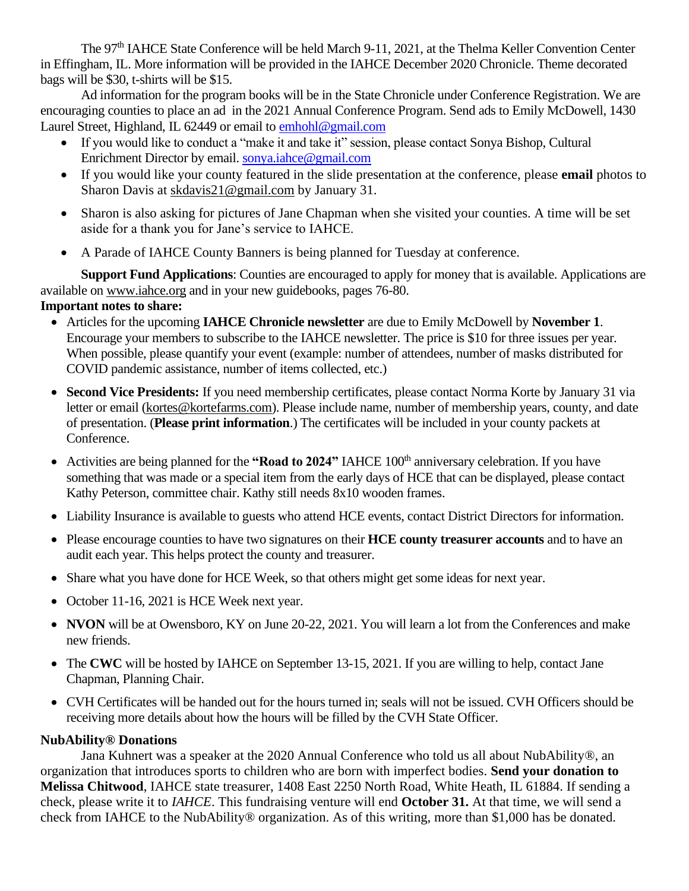The 97th IAHCE State Conference will be held March 9-11, 2021, at the Thelma Keller Convention Center in Effingham, IL. More information will be provided in the IAHCE December 2020 Chronicle. Theme decorated bags will be $30, t-shirts will be $15.

Ad information for the program books will be in the State Chronicle under Conference Registration. We are encouraging counties to place an ad in the 2021 Annual Conference Program. Send ads to Emily McDowell, 1430 Laurel Street, Highland, IL 62449 or email to emhohl@gmail.com

- If you would like to conduct a "make it and take it" session, please contact Sonya Bishop, Cultural Enrichment Director by email. sonya.iahce@gmail.com
- If you would like your county featured in the slide presentation at the conference, please **email** photos to Sharon Davis at skdavis21@gmail.com by January 31.
- Sharon is also asking for pictures of Jane Chapman when she visited your counties. A time will be set aside for a thank you for Jane's service to IAHCE.
- A Parade of IAHCE County Banners is being planned for Tuesday at conference.

**Support Fund Applications**: Counties are encouraged to apply for money that is available. Applications are available on www.iahce.org and in your new guidebooks, pages 76-80.

**Important notes to share:**

- Articles for the upcoming **IAHCE Chronicle newsletter** are due to Emily McDowell by **November 1**. Encourage your members to subscribe to the IAHCE newsletter. The price is $10 for three issues per year. When possible, please quantify your event (example: number of attendees, number of masks distributed for COVID pandemic assistance, number of items collected, etc.)
- **Second Vice Presidents:** If you need membership certificates, please contact Norma Korte by January 31 via letter or email (kortes@kortefarms.com). Please include name, number of membership years, county, and date of presentation. (**Please print information**.) The certificates will be included in your county packets at Conference.
- Activities are being planned for the **"Road to 2024"** IAHCE 100th anniversary celebration. If you have something that was made or a special item from the early days of HCE that can be displayed, please contact Kathy Peterson, committee chair. Kathy still needs 8x10 wooden frames.
- Liability Insurance is available to guests who attend HCE events, contact District Directors for information.
- Please encourage counties to have two signatures on their **HCE county treasurer accounts** and to have an audit each year. This helps protect the county and treasurer.
- Share what you have done for HCE Week, so that others might get some ideas for next year.
- October 11-16, 2021 is HCE Week next year.
- **NVON** will be at Owensboro, KY on June 20-22, 2021. You will learn a lot from the Conferences and make new friends.
- The **CWC** will be hosted by IAHCE on September 13-15, 2021. If you are willing to help, contact Jane Chapman, Planning Chair.
- CVH Certificates will be handed out for the hours turned in; seals will not be issued. CVH Officers should be receiving more details about how the hours will be filled by the CVH State Officer.

**NubAbility® Donations**

Jana Kuhnert was a speaker at the 2020 Annual Conference who told us all about NubAbility®, an organization that introduces sports to children who are born with imperfect bodies. **Send your donation to Melissa Chitwood**, IAHCE state treasurer, 1408 East 2250 North Road, White Heath, IL 61884. If sending a check, please write it to *IAHCE*. This fundraising venture will end **October 31.** At that time, we will send a check from IAHCE to the NubAbility® organization. As of this writing, more than $1,000 has be donated.